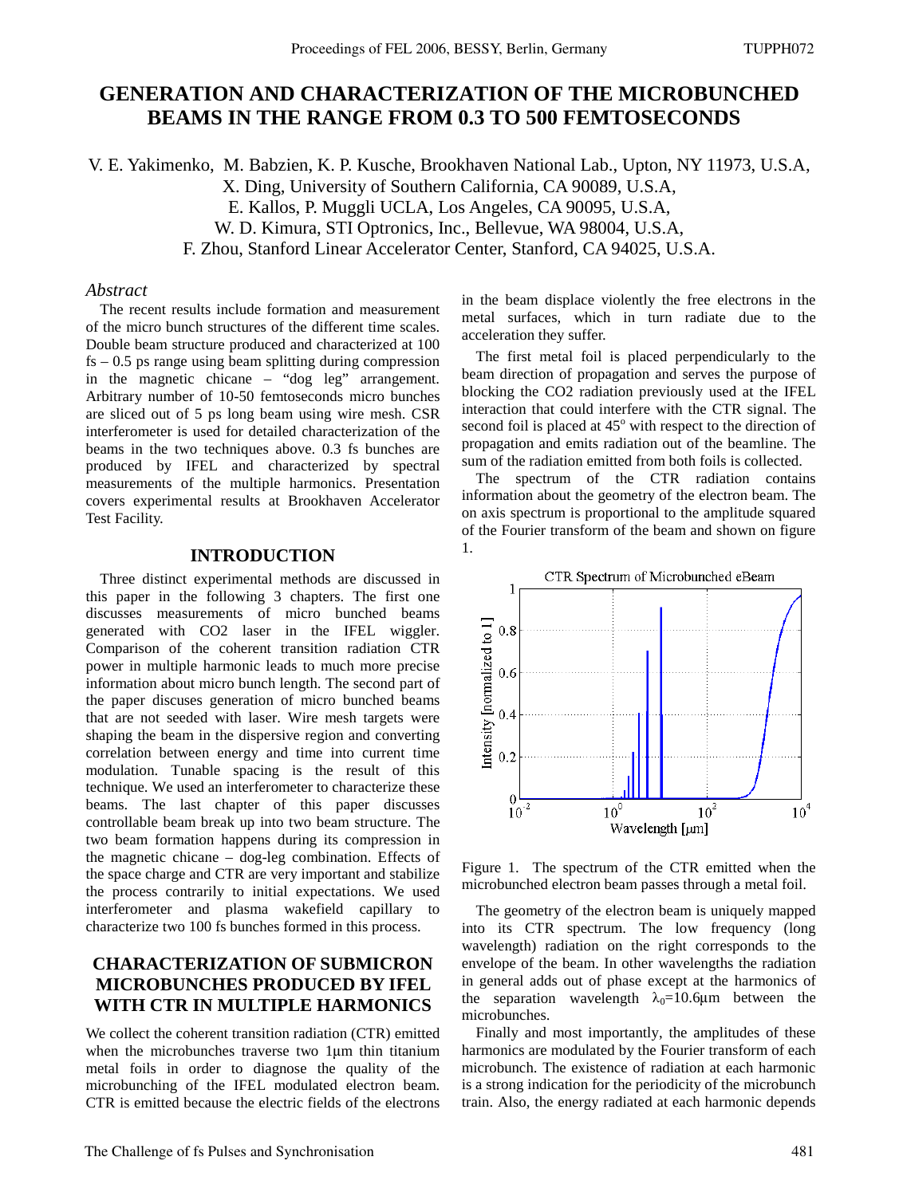# GENERATION AND CHARACTERIZATION OF THE MICROBUNCHED BEAMS IN THE RANGE FROM 0.3 TO 500 FEMTOSECONDS

V. E. Yakimenko, M. Babzien, K. P. Kusche, Brookhaven National Lab., Upton, NY 11973, U.S.A,
X. Ding, University of Southern California, CA 90089, U.S.A,
E. Kallos, P. Muggli UCLA, Los Angeles, CA 90095, U.S.A,
W. D. Kimura, STI Optronics, Inc., Bellevue, WA 98004, U.S.A,
F. Zhou, Stanford Linear Accelerator Center, Stanford, CA 94025, U.S.A.

## *Abstract*

The recent results include formation and measurement of the micro bunch structures of the different time scales. Double beam structure produced and characterized at 100 fs – 0.5 ps range using beam splitting during compression in the magnetic chicane – "dog leg" arrangement. Arbitrary number of 10-50 femtoseconds micro bunches are sliced out of 5 ps long beam using wire mesh. CSR interferometer is used for detailed characterization of the beams in the two techniques above. 0.3 fs bunches are produced by IFEL and characterized by spectral measurements of the multiple harmonics. Presentation covers experimental results at Brookhaven Accelerator Test Facility.

## INTRODUCTION

Three distinct experimental methods are discussed in this paper in the following 3 chapters. The first one discusses measurements of micro bunched beams generated with $CO_2$ laser in the IFEL wiggler. Comparison of the coherent transition radiation CTR power in multiple harmonic leads to much more precise information about micro bunch length. The second part of the paper discuses generation of micro bunched beams that are not seeded with laser. Wire mesh targets were shaping the beam in the dispersive region and converting correlation between energy and time into current time modulation. Tunable spacing is the result of this technique. We used an interferometer to characterize these beams. The last chapter of this paper discusses controllable beam break up into two beam structure. The two beam formation happens during its compression in the magnetic chicane – dog-leg combination. Effects of the space charge and CTR are very important and stabilize the process contrarily to initial expectations. We used interferometer and plasma wakefield capillary to characterize two 100 fs bunches formed in this process.

## CHARACTERIZATION OF SUBMICRON MICROBUNCHES PRODUCED BY IFEL WITH CTR IN MULTIPLE HARMONICS

We collect the coherent transition radiation (CTR) emitted when the microbunches traverse two 1μm thin titanium metal foils in order to diagnose the quality of the microbunching of the IFEL modulated electron beam. CTR is emitted because the electric fields of the electrons in the beam displace violently the free electrons in the metal surfaces, which in turn radiate due to the acceleration they suffer.

The first metal foil is placed perpendicularly to the beam direction of propagation and serves the purpose of blocking the $CO_2$ radiation previously used at the IFEL interaction that could interfere with the CTR signal. The second foil is placed at $45^o$ with respect to the direction of propagation and emits radiation out of the beamline. The sum of the radiation emitted from both foils is collected.

The spectrum of the CTR radiation contains information about the geometry of the electron beam. The on axis spectrum is proportional to the amplitude squared of the Fourier transform of the beam and shown on figure 1.

Figure 1. The spectrum of the CTR emitted when the microbunched electron beam passes through a metal foil.

The geometry of the electron beam is uniquely mapped into its CTR spectrum. The low frequency (long wavelength) radiation on the right corresponds to the envelope of the beam. In other wavelengths the radiation in general adds out of phase except at the harmonics of the separation wavelength $\lambda_0$=10.6μm between the microbunches.

Finally and most importantly, the amplitudes of these harmonics are modulated by the Fourier transform of each microbunch. The existence of radiation at each harmonic is a strong indication for the periodicity of the microbunch train. Also, the energy radiated at each harmonic depends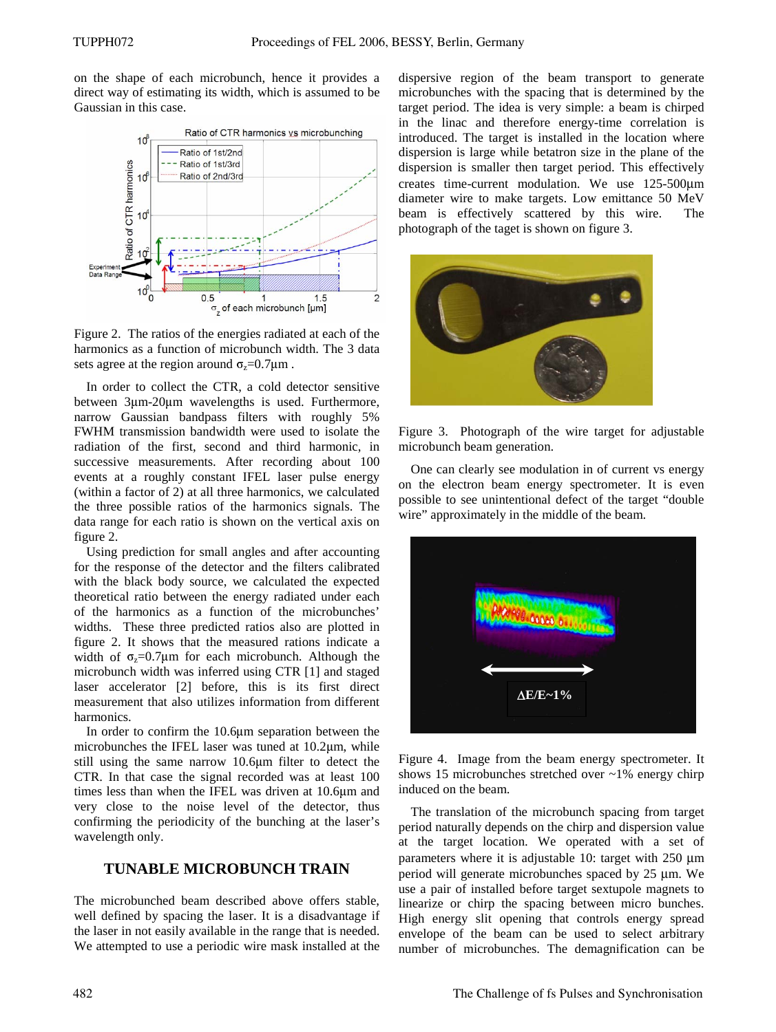on the shape of each microbunch, hence it provides a direct way of estimating its width, which is assumed to be Gaussian in this case.

Figure 2. The ratios of the energies radiated at each of the harmonics as a function of microbunch width. The 3 data sets agree at the region around $\sigma_z$=0.7µm .

In order to collect the CTR, a cold detector sensitive between 3µm-20µm wavelengths is used. Furthermore, narrow Gaussian bandpass filters with roughly 5% FWHM transmission bandwidth were used to isolate the radiation of the first, second and third harmonic, in successive measurements. After recording about 100 events at a roughly constant IFEL laser pulse energy (within a factor of 2) at all three harmonics, we calculated the three possible ratios of the harmonics signals. The data range for each ratio is shown on the vertical axis on figure 2.

Using prediction for small angles and after accounting for the response of the detector and the filters calibrated with the black body source, we calculated the expected theoretical ratio between the energy radiated under each of the harmonics as a function of the microbunches' widths. These three predicted ratios also are plotted in figure 2. It shows that the measured ratios indicate a width of $\sigma_z$=0.7µm for each microbunch. Although the microbunch width was inferred using CTR [1] and staged laser accelerator [2] before, this is its first direct measurement that also utilizes information from different harmonics.

In order to confirm the 10.6µm separation between the microbunches the IFEL laser was tuned at 10.2µm, while still using the same narrow 10.6µm filter to detect the CTR. In that case the signal recorded was at least 100 times less than when the IFEL was driven at 10.6µm and very close to the noise level of the detector, thus confirming the periodicity of the bunching at the laser's wavelength only.

## TUNABLE MICROBUNCH TRAIN

The microbunched beam described above offers stable, well defined by spacing the laser. It is a disadvantage if the laser in not easily available in the range that is needed. We attempted to use a periodic wire mask installed at the dispersive region of the beam transport to generate microbunches with the spacing that is determined by the target period. The idea is very simple: a beam is chirped in the linac and therefore energy-time correlation is introduced. The target is installed in the location where dispersion is large while betatron size in the plane of the dispersion is smaller then target period. This effectively creates time-current modulation. We use 125-500µm diameter wire to make targets. Low emittance 50 MeV beam is effectively scattered by this wire. The photograph of the taget is shown on figure 3.

Figure 3. Photograph of the wire target for adjustable microbunch beam generation.

One can clearly see modulation in of current vs energy on the electron beam energy spectrometer. It is even possible to see unintentional defect of the target "double wire" approximately in the middle of the beam.

Figure 4. Image from the beam energy spectrometer. It shows 15 microbunches stretched over ~1% energy chirp induced on the beam.

The translation of the microbunch spacing from target period naturally depends on the chirp and dispersion value at the target location. We operated with a set of parameters where it is adjustable 10: target with 250 µm period will generate microbunches spaced by 25 µm. We use a pair of installed before target sextupole magnets to linearize or chirp the spacing between micro bunches. High energy slit opening that controls energy spread envelope of the beam can be used to select arbitrary number of microbunches. The demagnification can be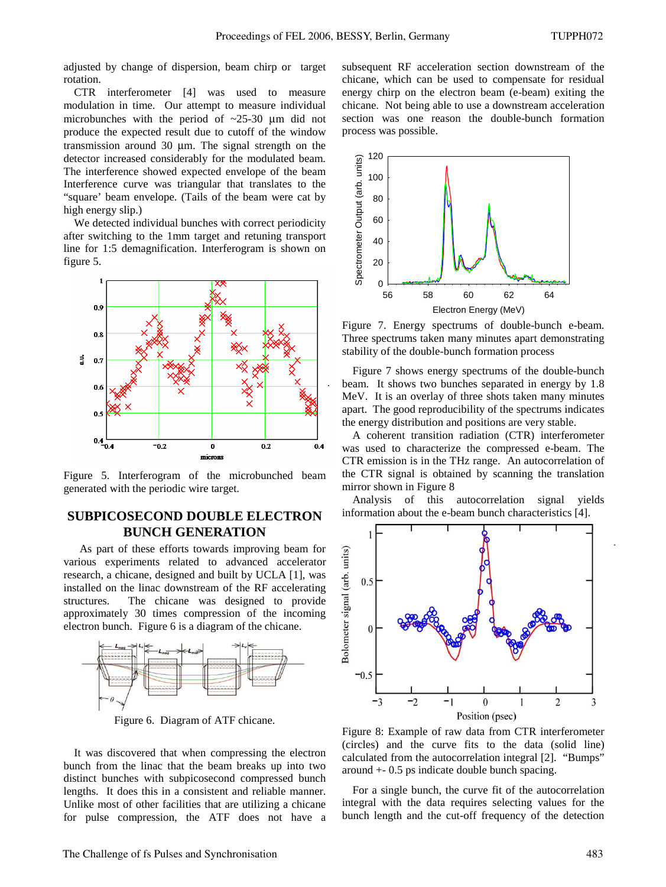adjusted by change of dispersion, beam chirp or target rotation.

CTR interferometer [4] was used to measure modulation in time. Our attempt to measure individual microbunches with the period of ~25-30 μm did not produce the expected result due to cutoff of the window transmission around 30 μm. The signal strength on the detector increased considerably for the modulated beam. The interference showed expected envelope of the beam Interference curve was triangular that translates to the "square' beam envelope. (Tails of the beam were cat by high energy slip.)

We detected individual bunches with correct periodicity after switching to the 1mm target and retuning transport line for 1:5 demagnification. Interferogram is shown on figure 5.

Figure 5. Interferogram of the microbunched beam generated with the periodic wire target.

## SUBPICOSECOND DOUBLE ELECTRON BUNCH GENERATION

As part of these efforts towards improving beam for various experiments related to advanced accelerator research, a chicane, designed and built by UCLA [1], was installed on the linac downstream of the RF accelerating structures. The chicane was designed to provide approximately 30 times compression of the incoming electron bunch. Figure 6 is a diagram of the chicane.

Figure 6. Diagram of ATF chicane.

It was discovered that when compressing the electron bunch from the linac that the beam breaks up into two distinct bunches with subpicosecond compressed bunch lengths. It does this in a consistent and reliable manner. Unlike most of other facilities that are utilizing a chicane for pulse compression, the ATF does not have a subsequent RF acceleration section downstream of the chicane, which can be used to compensate for residual energy chirp on the electron beam (e-beam) exiting the chicane. Not being able to use a downstream acceleration section was one reason the double-bunch formation process was possible.

Figure 7. Energy spectrums of double-bunch e-beam. Three spectrums taken many minutes apart demonstrating stability of the double-bunch formation process

Figure 7 shows energy spectrums of the double-bunch beam. It shows two bunches separated in energy by 1.8 MeV. It is an overlay of three shots taken many minutes apart. The good reproducibility of the spectrums indicates the energy distribution and positions are very stable.

A coherent transition radiation (CTR) interferometer was used to characterize the compressed e-beam. The CTR emission is in the THz range. An autocorrelation of the CTR signal is obtained by scanning the translation mirror shown in Figure 8

Analysis of this autocorrelation signal yields information about the e-beam bunch characteristics [4].

Figure 8: Example of raw data from CTR interferometer (circles) and the curve fits to the data (solid line) calculated from the autocorrelation integral [2]. "Bumps" around +- 0.5 ps indicate double bunch spacing.

For a single bunch, the curve fit of the autocorrelation integral with the data requires selecting values for the bunch length and the cut-off frequency of the detection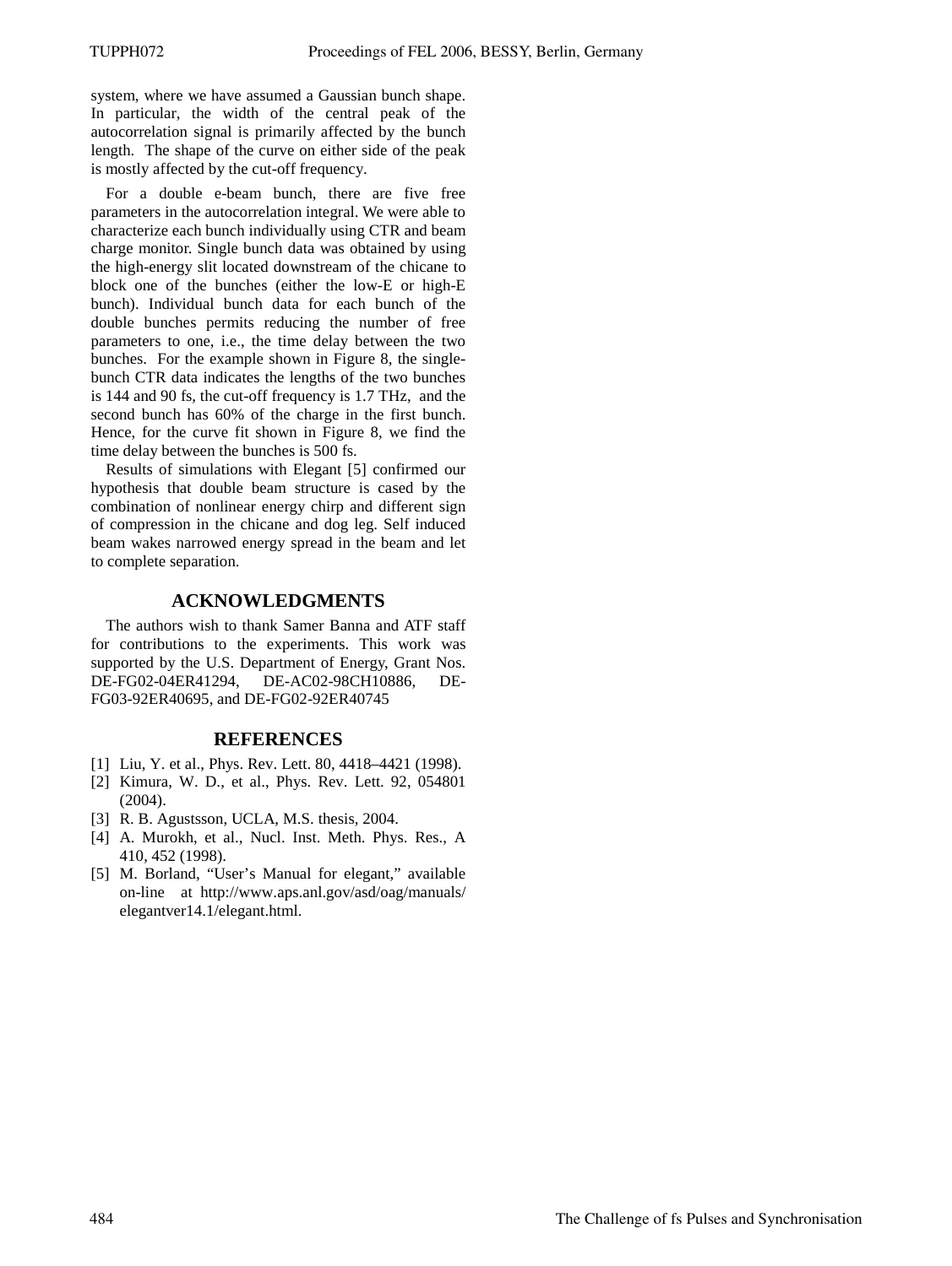system, where we have assumed a Gaussian bunch shape. In particular, the width of the central peak of the autocorrelation signal is primarily affected by the bunch length. The shape of the curve on either side of the peak is mostly affected by the cut-off frequency.

For a double e-beam bunch, there are five free parameters in the autocorrelation integral. We were able to characterize each bunch individually using CTR and beam charge monitor. Single bunch data was obtained by using the high-energy slit located downstream of the chicane to block one of the bunches (either the low-E or high-E bunch). Individual bunch data for each bunch of the double bunches permits reducing the number of free parameters to one, i.e., the time delay between the two bunches. For the example shown in Figure 8, the single-bunch CTR data indicates the lengths of the two bunches is 144 and 90 fs, the cut-off frequency is 1.7 THz, and the second bunch has 60% of the charge in the first bunch. Hence, for the curve fit shown in Figure 8, we find the time delay between the bunches is 500 fs.

Results of simulations with Elegant [5] confirmed our hypothesis that double beam structure is cased by the combination of nonlinear energy chirp and different sign of compression in the chicane and dog leg. Self induced beam wakes narrowed energy spread in the beam and let to complete separation.

## ACKNOWLEDGMENTS

The authors wish to thank Samer Banna and ATF staff for contributions to the experiments. This work was supported by the U.S. Department of Energy, Grant Nos. DE-FG02-04ER41294, DE-AC02-98CH10886, DE-FG03-92ER40695, and DE-FG02-92ER40745

## REFERENCES

[1] Liu, Y. et al., Phys. Rev. Lett. 80, 4418–4421 (1998).

[2] Kimura, W. D., et al., Phys. Rev. Lett. 92, 054801 (2004).

[3] R. B. Agustsson, UCLA, M.S. thesis, 2004.

[4] A. Murokh, et al., Nucl. Inst. Meth. Phys. Res., A 410, 452 (1998).

[5] M. Borland, "User's Manual for elegant," available on-line at http://www.aps.anl.gov/asd/oag/manuals/elegantver14.1/elegant.html.